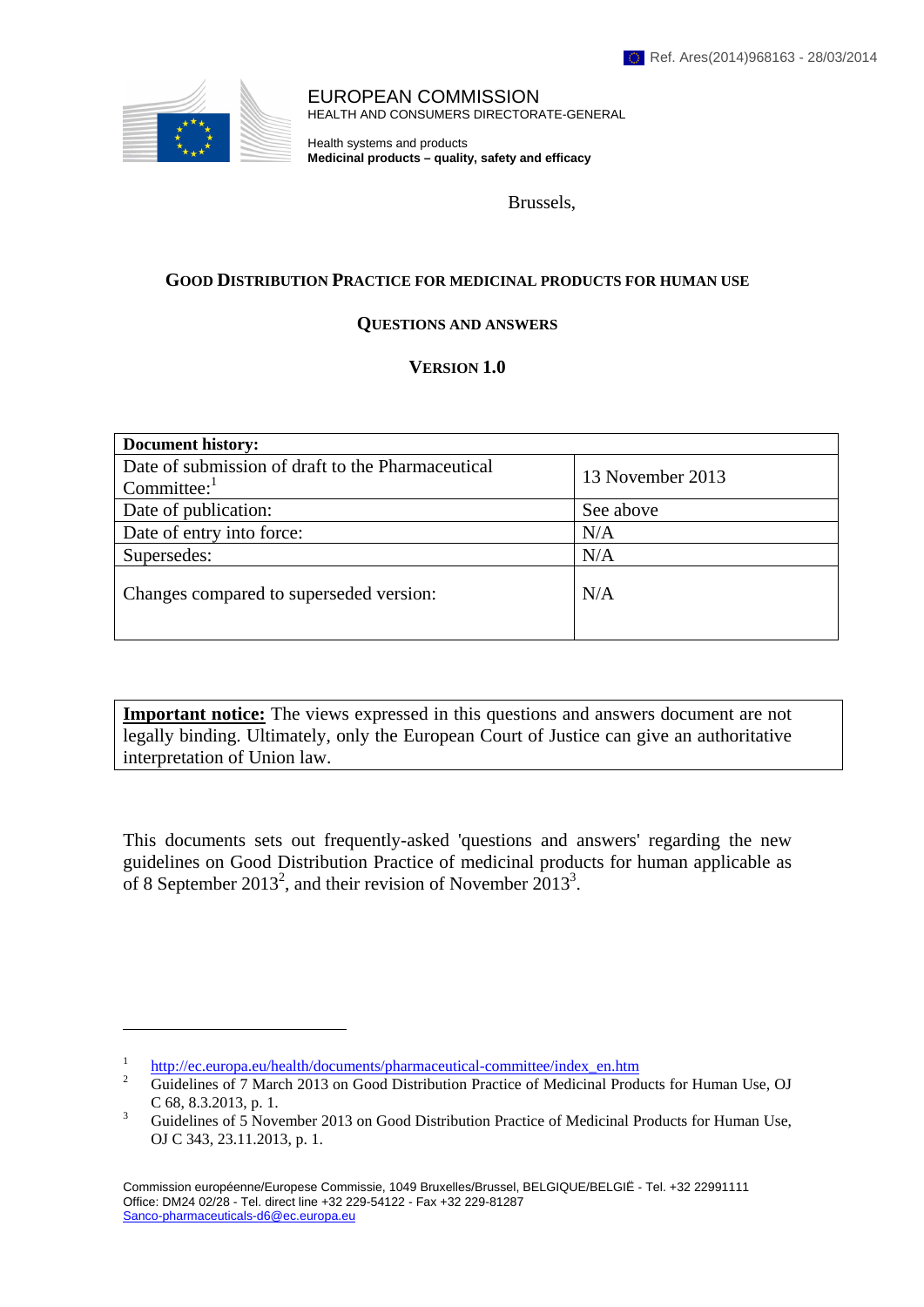Ref. Ares(2014)968163 - 28/03/2014

EUROPEAN COMMISSION
HEALTH AND CONSUMERS DIRECTORATE-GENERAL

Health systems and products
**Medicinal products – quality, safety and efficacy**

Brussels,

## GOOD DISTRIBUTION PRACTICE FOR MEDICINAL PRODUCTS FOR HUMAN USE

## QUESTIONS AND ANSWERS

## VERSION 1.0

| **Document history:** | |
|---|---|
| Date of submission of draft to the Pharmaceutical Committee:[1] | 13 November 2013 |
| Date of publication: | See above |
| Date of entry into force: | N/A |
| Supersedes: | N/A |
| Changes compared to superseded version: | N/A |

**Important notice:** The views expressed in this questions and answers document are not legally binding. Ultimately, only the European Court of Justice can give an authoritative interpretation of Union law.

This documents sets out frequently-asked 'questions and answers' regarding the new guidelines on Good Distribution Practice of medicinal products for human applicable as of 8 September 2013[2], and their revision of November 2013[3].

---

[1] http://ec.europa.eu/health/documents/pharmaceutical-committee/index_en.htm

[2] Guidelines of 7 March 2013 on Good Distribution Practice of Medicinal Products for Human Use, OJ C 68, 8.3.2013, p. 1.

[3] Guidelines of 5 November 2013 on Good Distribution Practice of Medicinal Products for Human Use, OJ C 343, 23.11.2013, p. 1.

Commission européenne/Europese Commissie, 1049 Bruxelles/Brussel, BELGIQUE/BELGIË - Tel. +32 22991111
Office: DM24 02/28 - Tel. direct line +32 229-54122 - Fax +32 229-81287
Sanco-pharmaceuticals-d6@ec.europa.eu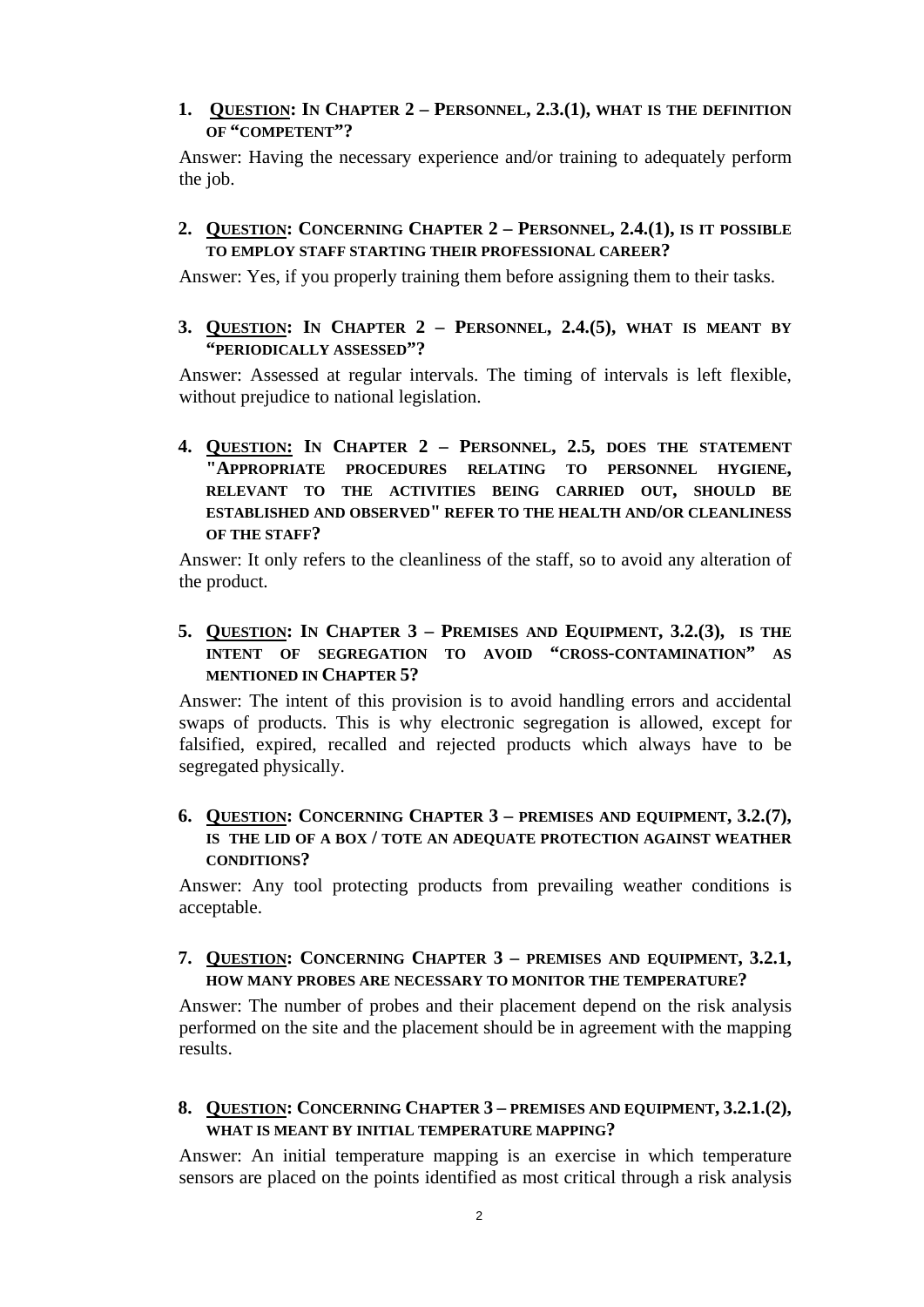1. **<u>Question</u>: In Chapter 2 – Personnel, 2.3.(1), what is the definition of "competent"?**

   Answer: Having the necessary experience and/or training to adequately perform the job.

2. **<u>Question</u>: Concerning Chapter 2 – Personnel, 2.4.(1), is it possible to employ staff starting their professional career?**

   Answer: Yes, if you properly training them before assigning them to their tasks.

3. **<u>Question</u>: In Chapter 2 – Personnel, 2.4.(5), what is meant by "periodically assessed"?**

   Answer: Assessed at regular intervals. The timing of intervals is left flexible, without prejudice to national legislation.

4. **<u>Question:</u> In Chapter 2 – Personnel, 2.5, does the statement "Appropriate procedures relating to personnel hygiene, relevant to the activities being carried out, should be established and observed" refer to the health and/or cleanliness of the staff?**

   Answer: It only refers to the cleanliness of the staff, so to avoid any alteration of the product.

5. **<u>Question</u>: In Chapter 3 – Premises and Equipment, 3.2.(3), is the intent of segregation to avoid "cross-contamination" as mentioned in Chapter 5?**

   Answer: The intent of this provision is to avoid handling errors and accidental swaps of products. This is why electronic segregation is allowed, except for falsified, expired, recalled and rejected products which always have to be segregated physically.

6. **<u>Question</u>: Concerning Chapter 3 – premises and equipment, 3.2.(7), is the lid of a box / tote an adequate protection against weather conditions?**

   Answer: Any tool protecting products from prevailing weather conditions is acceptable.

7. **<u>Question</u>: Concerning Chapter 3 – premises and equipment, 3.2.1, how many probes are necessary to monitor the temperature?**

   Answer: The number of probes and their placement depend on the risk analysis performed on the site and the placement should be in agreement with the mapping results.

8. **<u>Question</u>: Concerning Chapter 3 – premises and equipment, 3.2.1.(2), what is meant by initial temperature mapping?**

   Answer: An initial temperature mapping is an exercise in which temperature sensors are placed on the points identified as most critical through a risk analysis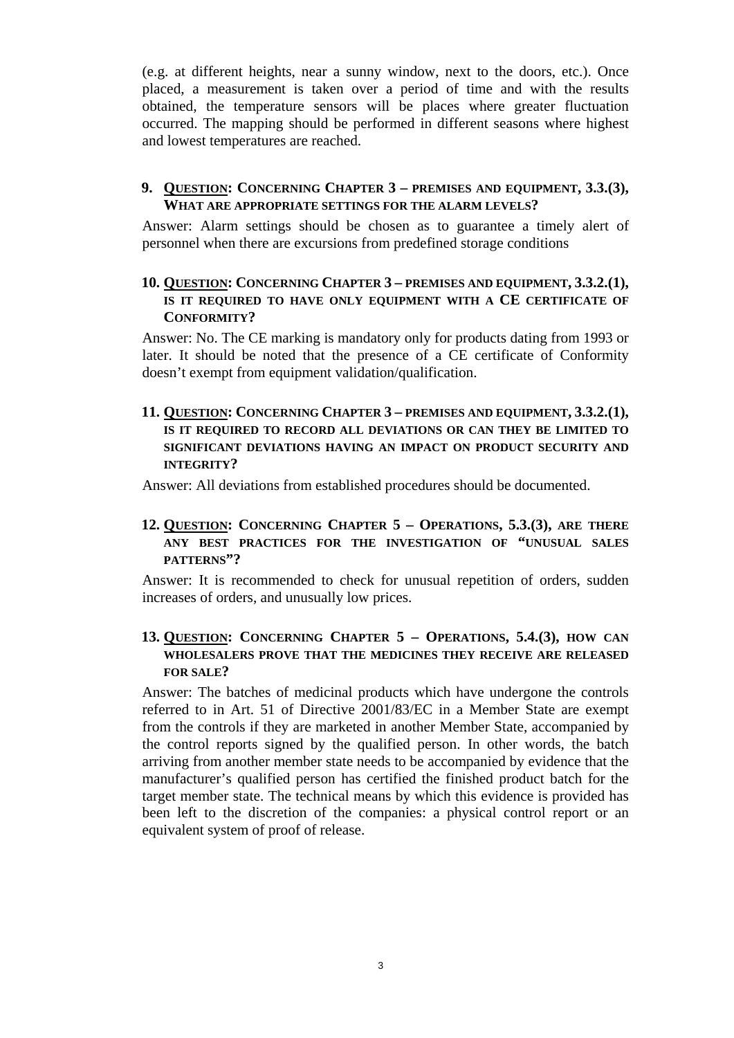(e.g. at different heights, near a sunny window, next to the doors, etc.). Once placed, a measurement is taken over a period of time and with the results obtained, the temperature sensors will be places where greater fluctuation occurred. The mapping should be performed in different seasons where highest and lowest temperatures are reached.

**9. <u>QUESTION</u>: CONCERNING CHAPTER 3 – PREMISES AND EQUIPMENT, 3.3.(3), WHAT ARE APPROPRIATE SETTINGS FOR THE ALARM LEVELS?**

Answer: Alarm settings should be chosen as to guarantee a timely alert of personnel when there are excursions from predefined storage conditions

**10. <u>QUESTION</u>: CONCERNING CHAPTER 3 – PREMISES AND EQUIPMENT, 3.3.2.(1), IS IT REQUIRED TO HAVE ONLY EQUIPMENT WITH A CE CERTIFICATE OF CONFORMITY?**

Answer: No. The CE marking is mandatory only for products dating from 1993 or later. It should be noted that the presence of a CE certificate of Conformity doesn't exempt from equipment validation/qualification.

**11. <u>QUESTION</u>: CONCERNING CHAPTER 3 – PREMISES AND EQUIPMENT, 3.3.2.(1), IS IT REQUIRED TO RECORD ALL DEVIATIONS OR CAN THEY BE LIMITED TO SIGNIFICANT DEVIATIONS HAVING AN IMPACT ON PRODUCT SECURITY AND INTEGRITY?**

Answer: All deviations from established procedures should be documented.

**12. <u>QUESTION</u>: CONCERNING CHAPTER 5 – OPERATIONS, 5.3.(3), ARE THERE ANY BEST PRACTICES FOR THE INVESTIGATION OF "UNUSUAL SALES PATTERNS"?**

Answer: It is recommended to check for unusual repetition of orders, sudden increases of orders, and unusually low prices.

**13. <u>QUESTION</u>: CONCERNING CHAPTER 5 – OPERATIONS, 5.4.(3), HOW CAN WHOLESALERS PROVE THAT THE MEDICINES THEY RECEIVE ARE RELEASED FOR SALE?**

Answer: The batches of medicinal products which have undergone the controls referred to in Art. 51 of Directive 2001/83/EC in a Member State are exempt from the controls if they are marketed in another Member State, accompanied by the control reports signed by the qualified person. In other words, the batch arriving from another member state needs to be accompanied by evidence that the manufacturer's qualified person has certified the finished product batch for the target member state. The technical means by which this evidence is provided has been left to the discretion of the companies: a physical control report or an equivalent system of proof of release.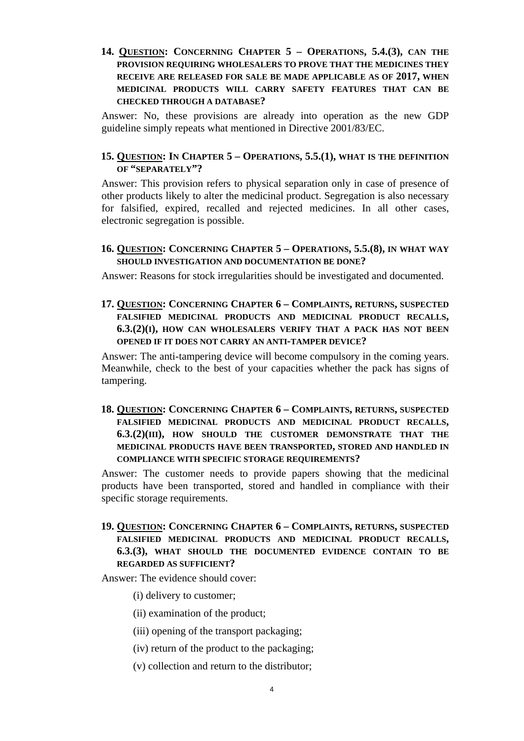**14. <u>Question</u>: Concerning Chapter 5 – Operations, 5.4.(3), can the provision requiring wholesalers to prove that the medicines they receive are released for sale be made applicable as of 2017, when medicinal products will carry safety features that can be checked through a database?**

Answer: No, these provisions are already into operation as the new GDP guideline simply repeats what mentioned in Directive 2001/83/EC.

**15. <u>Question</u>: In Chapter 5 – Operations, 5.5.(1), what is the definition of "separately"?**

Answer: This provision refers to physical separation only in case of presence of other products likely to alter the medicinal product. Segregation is also necessary for falsified, expired, recalled and rejected medicines. In all other cases, electronic segregation is possible.

**16. <u>Question</u>: Concerning Chapter 5 – Operations, 5.5.(8), in what way should investigation and documentation be done?**

Answer: Reasons for stock irregularities should be investigated and documented.

**17. <u>Question</u>: Concerning Chapter 6 – Complaints, returns, suspected falsified medicinal products and medicinal product recalls, 6.3.(2)(i), how can wholesalers verify that a pack has not been opened if it does not carry an anti-tamper device?**

Answer: The anti-tampering device will become compulsory in the coming years. Meanwhile, check to the best of your capacities whether the pack has signs of tampering.

**18. <u>Question</u>: Concerning Chapter 6 – Complaints, returns, suspected falsified medicinal products and medicinal product recalls, 6.3.(2)(iii), how should the customer demonstrate that the medicinal products have been transported, stored and handled in compliance with specific storage requirements?**

Answer: The customer needs to provide papers showing that the medicinal products have been transported, stored and handled in compliance with their specific storage requirements.

**19. <u>Question</u>: Concerning Chapter 6 – Complaints, returns, suspected falsified medicinal products and medicinal product recalls, 6.3.(3), what should the documented evidence contain to be regarded as sufficient?**

Answer: The evidence should cover:

(i) delivery to customer;

(ii) examination of the product;

(iii) opening of the transport packaging;

(iv) return of the product to the packaging;

(v) collection and return to the distributor;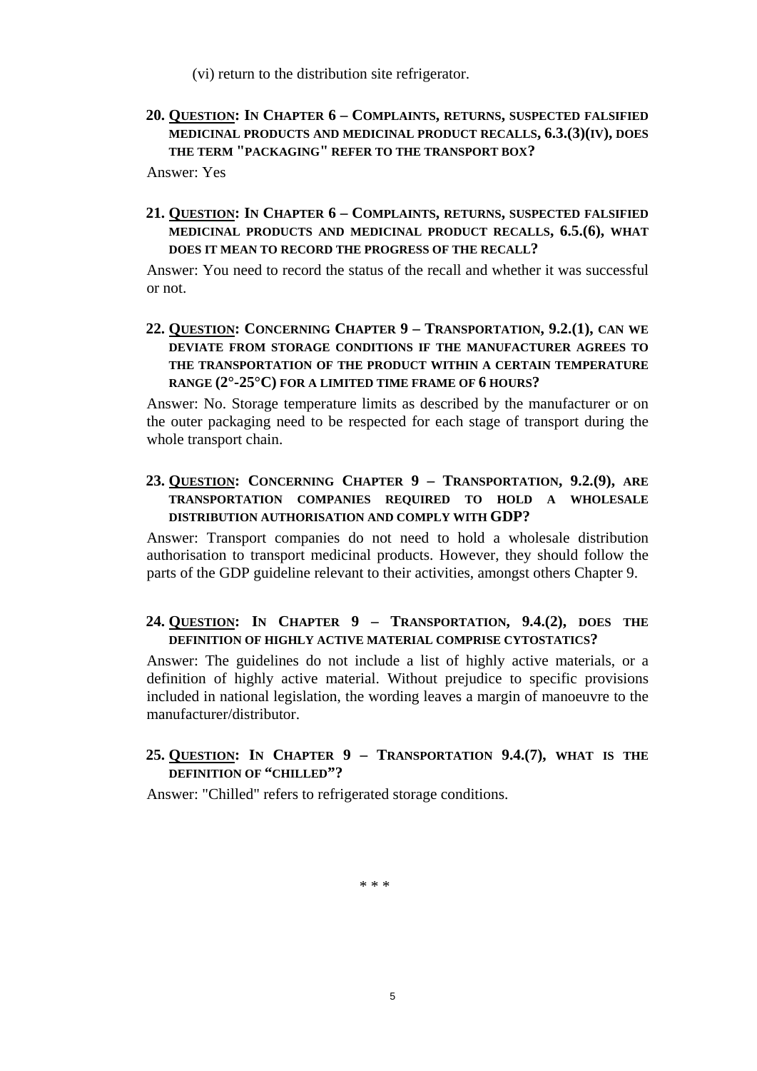(vi) return to the distribution site refrigerator.

**20. <u>Question</u>: In Chapter 6 – Complaints, returns, suspected falsified medicinal products and medicinal product recalls, 6.3.(3)(iv), does the term "packaging" refer to the transport box?**

Answer: Yes

**21. <u>Question</u>: In Chapter 6 – Complaints, returns, suspected falsified medicinal products and medicinal product recalls, 6.5.(6), what does it mean to record the progress of the recall?**

Answer: You need to record the status of the recall and whether it was successful or not.

**22. <u>Question</u>: Concerning Chapter 9 – Transportation, 9.2.(1), can we deviate from storage conditions if the manufacturer agrees to the transportation of the product within a certain temperature range (2°-25°C) for a limited time frame of 6 hours?**

Answer: No. Storage temperature limits as described by the manufacturer or on the outer packaging need to be respected for each stage of transport during the whole transport chain.

**23. <u>Question</u>: Concerning Chapter 9 – Transportation, 9.2.(9), are transportation companies required to hold a wholesale distribution authorisation and comply with GDP?**

Answer: Transport companies do not need to hold a wholesale distribution authorisation to transport medicinal products. However, they should follow the parts of the GDP guideline relevant to their activities, amongst others Chapter 9.

**24. <u>Question</u>: In Chapter 9 – Transportation, 9.4.(2), does the definition of highly active material comprise cytostatics?**

Answer: The guidelines do not include a list of highly active materials, or a definition of highly active material. Without prejudice to specific provisions included in national legislation, the wording leaves a margin of manoeuvre to the manufacturer/distributor.

**25. <u>Question</u>: In Chapter 9 – Transportation 9.4.(7), what is the definition of "chilled"?**

Answer: "Chilled" refers to refrigerated storage conditions.

* * *